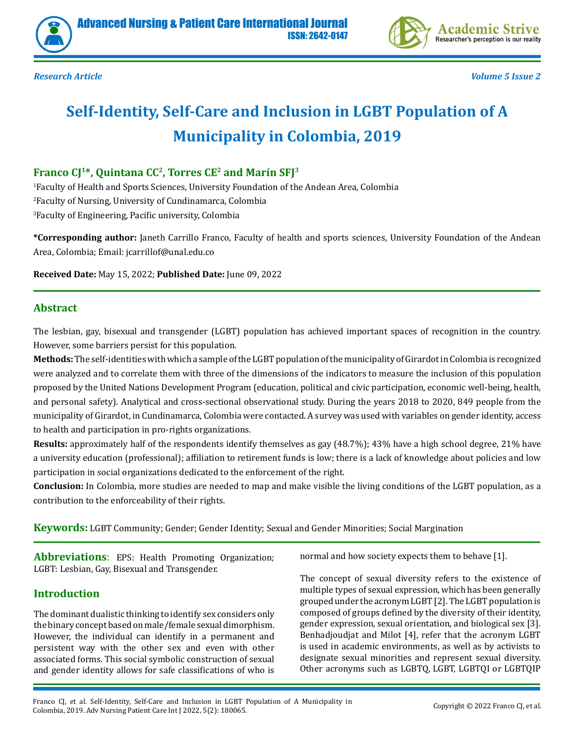Research Article

# Self-Identity, Self-Care and Inclusion in LGBT Population of A Municipality in Colombia, 2019

**Franco CJ[1]*, Quintana CC[2], Torres CE[2] and Marín SFJ[3]**

[1]Faculty of Health and Sports Sciences, University Foundation of the Andean Area, Colombia

[2]Faculty of Nursing, University of Cundinamarca, Colombia

[3]Faculty of Engineering, Pacific university, Colombia

**\*Corresponding author:** Janeth Carrillo Franco, Faculty of health and sports sciences, University Foundation of the Andean Area, Colombia; Email: jcarrillof@unal.edu.co

**Received Date:** May 15, 2022; **Published Date:** June 09, 2022

## Abstract

The lesbian, gay, bisexual and transgender (LGBT) population has achieved important spaces of recognition in the country. However, some barriers persist for this population.

**Methods:** The self-identities with which a sample of the LGBT population of the municipality of Girardot in Colombia is recognized were analyzed and to correlate them with three of the dimensions of the indicators to measure the inclusion of this population proposed by the United Nations Development Program (education, political and civic participation, economic well-being, health, and personal safety). Analytical and cross-sectional observational study. During the years 2018 to 2020, 849 people from the municipality of Girardot, in Cundinamarca, Colombia were contacted. A survey was used with variables on gender identity, access to health and participation in pro-rights organizations.

**Results:** approximately half of the respondents identify themselves as gay (48.7%); 43% have a high school degree, 21% have a university education (professional); affiliation to retirement funds is low; there is a lack of knowledge about policies and low participation in social organizations dedicated to the enforcement of the right.

**Conclusion:** In Colombia, more studies are needed to map and make visible the living conditions of the LGBT population, as a contribution to the enforceability of their rights.

**Keywords:** LGBT Community; Gender; Gender Identity; Sexual and Gender Minorities; Social Margination

**Abbreviations**: EPS: Health Promoting Organization; LGBT: Lesbian, Gay, Bisexual and Transgender.

## Introduction

The dominant dualistic thinking to identify sex considers only the binary concept based on male/female sexual dimorphism. However, the individual can identify in a permanent and persistent way with the other sex and even with other associated forms. This social symbolic construction of sexual and gender identity allows for safe classifications of who is normal and how society expects them to behave [1].

The concept of sexual diversity refers to the existence of multiple types of sexual expression, which has been generally grouped under the acronym LGBT [2]. The LGBT population is composed of groups defined by the diversity of their identity, gender expression, sexual orientation, and biological sex [3]. Benhadjoudjat and Milot [4], refer that the acronym LGBT is used in academic environments, as well as by activists to designate sexual minorities and represent sexual diversity. Other acronyms such as LGBTQ, LGBT, LGBTQI or LGBTQIP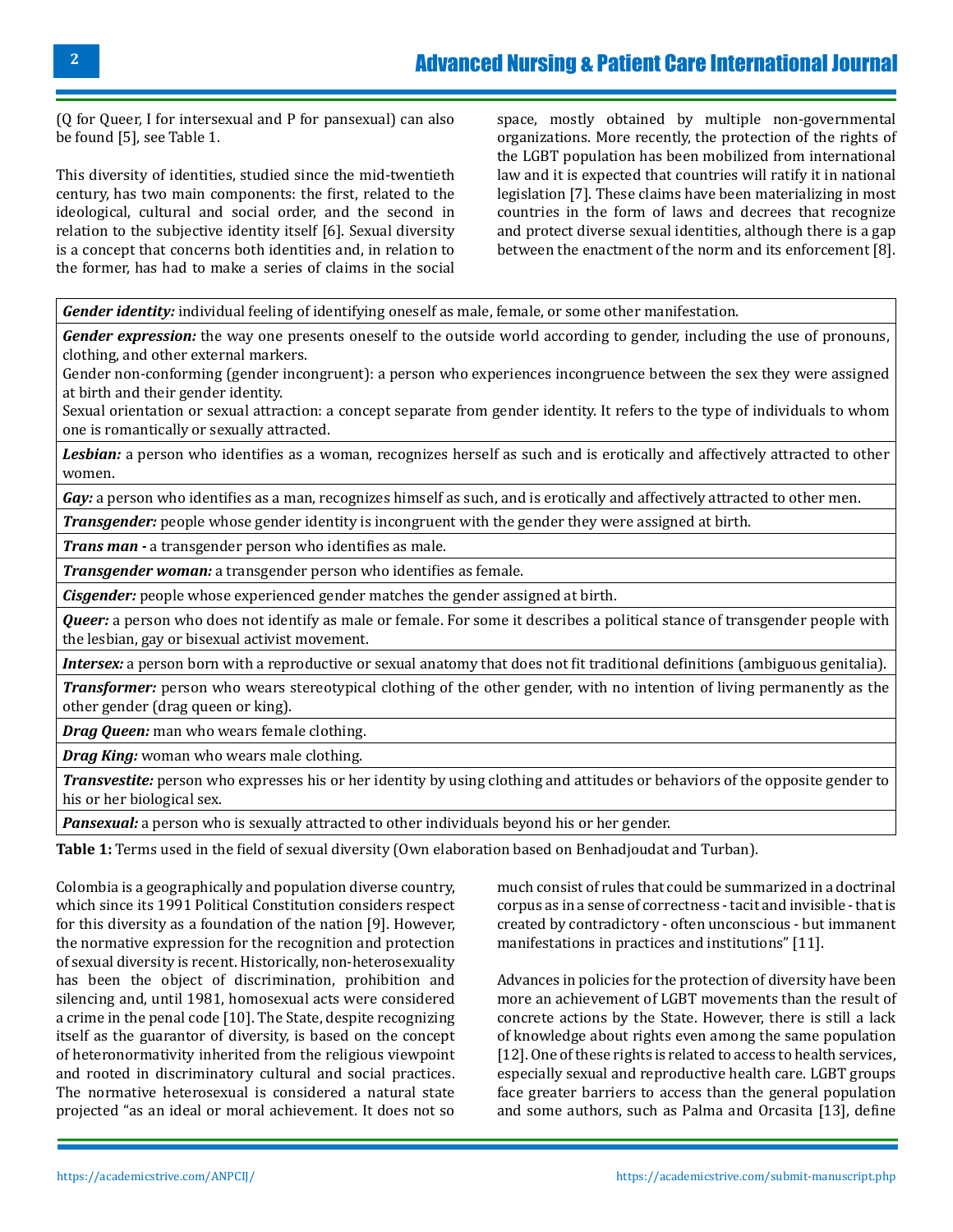(Q for Queer, I for intersexual and P for pansexual) can also be found [5], see Table 1.

This diversity of identities, studied since the mid-twentieth century, has two main components: the first, related to the ideological, cultural and social order, and the second in relation to the subjective identity itself [6]. Sexual diversity is a concept that concerns both identities and, in relation to the former, has had to make a series of claims in the social space, mostly obtained by multiple non-governmental organizations. More recently, the protection of the rights of the LGBT population has been mobilized from international law and it is expected that countries will ratify it in national legislation [7]. These claims have been materializing in most countries in the form of laws and decrees that recognize and protect diverse sexual identities, although there is a gap between the enactment of the norm and its enforcement [8].

| Term |
|---|
| ***Gender identity:*** individual feeling of identifying oneself as male, female, or some other manifestation. |
| ***Gender expression:*** the way one presents oneself to the outside world according to gender, including the use of pronouns, clothing, and other external markers. Gender non-conforming (gender incongruent): a person who experiences incongruence between the sex they were assigned at birth and their gender identity. Sexual orientation or sexual attraction: a concept separate from gender identity. It refers to the type of individuals to whom one is romantically or sexually attracted. |
| ***Lesbian:*** a person who identifies as a woman, recognizes herself as such and is erotically and affectively attracted to other women. |
| ***Gay:*** a person who identifies as a man, recognizes himself as such, and is erotically and affectively attracted to other men. |
| ***Transgender:*** people whose gender identity is incongruent with the gender they were assigned at birth. |
| ***Trans man -*** a transgender person who identifies as male. |
| ***Transgender woman:*** a transgender person who identifies as female. |
| ***Cisgender:*** people whose experienced gender matches the gender assigned at birth. |
| ***Queer:*** a person who does not identify as male or female. For some it describes a political stance of transgender people with the lesbian, gay or bisexual activist movement. |
| ***Intersex:*** a person born with a reproductive or sexual anatomy that does not fit traditional definitions (ambiguous genitalia). |
| ***Transformer:*** person who wears stereotypical clothing of the other gender, with no intention of living permanently as the other gender (drag queen or king). |
| ***Drag Queen:*** man who wears female clothing. |
| ***Drag King:*** woman who wears male clothing. |
| ***Transvestite:*** person who expresses his or her identity by using clothing and attitudes or behaviors of the opposite gender to his or her biological sex. |
| ***Pansexual:*** a person who is sexually attracted to other individuals beyond his or her gender. |

**Table 1:** Terms used in the field of sexual diversity (Own elaboration based on Benhadjoudat and Turban).

Colombia is a geographically and population diverse country, which since its 1991 Political Constitution considers respect for this diversity as a foundation of the nation [9]. However, the normative expression for the recognition and protection of sexual diversity is recent. Historically, non-heterosexuality has been the object of discrimination, prohibition and silencing and, until 1981, homosexual acts were considered a crime in the penal code [10]. The State, despite recognizing itself as the guarantor of diversity, is based on the concept of heteronormativity inherited from the religious viewpoint and rooted in discriminatory cultural and social practices. The normative heterosexual is considered a natural state projected "as an ideal or moral achievement. It does not so much consist of rules that could be summarized in a doctrinal corpus as in a sense of correctness - tacit and invisible - that is created by contradictory - often unconscious - but immanent manifestations in practices and institutions" [11].

Advances in policies for the protection of diversity have been more an achievement of LGBT movements than the result of concrete actions by the State. However, there is still a lack of knowledge about rights even among the same population [12]. One of these rights is related to access to health services, especially sexual and reproductive health care. LGBT groups face greater barriers to access than the general population and some authors, such as Palma and Orcasita [13], define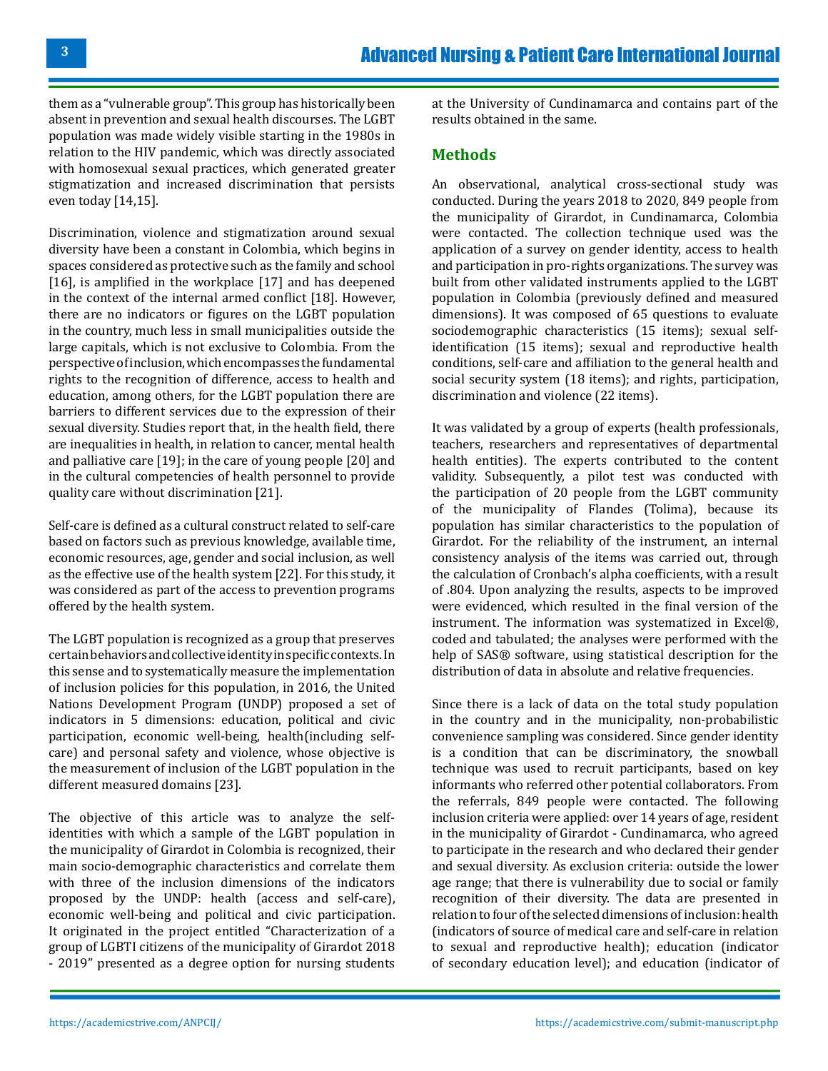them as a "vulnerable group". This group has historically been absent in prevention and sexual health discourses. The LGBT population was made widely visible starting in the 1980s in relation to the HIV pandemic, which was directly associated with homosexual sexual practices, which generated greater stigmatization and increased discrimination that persists even today [14,15].

Discrimination, violence and stigmatization around sexual diversity have been a constant in Colombia, which begins in spaces considered as protective such as the family and school [16], is amplified in the workplace [17] and has deepened in the context of the internal armed conflict [18]. However, there are no indicators or figures on the LGBT population in the country, much less in small municipalities outside the large capitals, which is not exclusive to Colombia. From the perspective of inclusion, which encompasses the fundamental rights to the recognition of difference, access to health and education, among others, for the LGBT population there are barriers to different services due to the expression of their sexual diversity. Studies report that, in the health field, there are inequalities in health, in relation to cancer, mental health and palliative care [19]; in the care of young people [20] and in the cultural competencies of health personnel to provide quality care without discrimination [21].

Self-care is defined as a cultural construct related to self-care based on factors such as previous knowledge, available time, economic resources, age, gender and social inclusion, as well as the effective use of the health system [22]. For this study, it was considered as part of the access to prevention programs offered by the health system.

The LGBT population is recognized as a group that preserves certain behaviors and collective identity in specific contexts. In this sense and to systematically measure the implementation of inclusion policies for this population, in 2016, the United Nations Development Program (UNDP) proposed a set of indicators in 5 dimensions: education, political and civic participation, economic well-being, health(including self-care) and personal safety and violence, whose objective is the measurement of inclusion of the LGBT population in the different measured domains [23].

The objective of this article was to analyze the self-identities with which a sample of the LGBT population in the municipality of Girardot in Colombia is recognized, their main socio-demographic characteristics and correlate them with three of the inclusion dimensions of the indicators proposed by the UNDP: health (access and self-care), economic well-being and political and civic participation. It originated in the project entitled "Characterization of a group of LGBTI citizens of the municipality of Girardot 2018 - 2019" presented as a degree option for nursing students at the University of Cundinamarca and contains part of the results obtained in the same.

## Methods

An observational, analytical cross-sectional study was conducted. During the years 2018 to 2020, 849 people from the municipality of Girardot, in Cundinamarca, Colombia were contacted. The collection technique used was the application of a survey on gender identity, access to health and participation in pro-rights organizations. The survey was built from other validated instruments applied to the LGBT population in Colombia (previously defined and measured dimensions). It was composed of 65 questions to evaluate sociodemographic characteristics (15 items); sexual self-identification (15 items); sexual and reproductive health conditions, self-care and affiliation to the general health and social security system (18 items); and rights, participation, discrimination and violence (22 items).

It was validated by a group of experts (health professionals, teachers, researchers and representatives of departmental health entities). The experts contributed to the content validity. Subsequently, a pilot test was conducted with the participation of 20 people from the LGBT community of the municipality of Flandes (Tolima), because its population has similar characteristics to the population of Girardot. For the reliability of the instrument, an internal consistency analysis of the items was carried out, through the calculation of Cronbach's alpha coefficients, with a result of .804. Upon analyzing the results, aspects to be improved were evidenced, which resulted in the final version of the instrument. The information was systematized in Excel®, coded and tabulated; the analyses were performed with the help of SAS® software, using statistical description for the distribution of data in absolute and relative frequencies.

Since there is a lack of data on the total study population in the country and in the municipality, non-probabilistic convenience sampling was considered. Since gender identity is a condition that can be discriminatory, the snowball technique was used to recruit participants, based on key informants who referred other potential collaborators. From the referrals, 849 people were contacted. The following inclusion criteria were applied: over 14 years of age, resident in the municipality of Girardot - Cundinamarca, who agreed to participate in the research and who declared their gender and sexual diversity. As exclusion criteria: outside the lower age range; that there is vulnerability due to social or family recognition of their diversity. The data are presented in relation to four of the selected dimensions of inclusion: health (indicators of source of medical care and self-care in relation to sexual and reproductive health); education (indicator of secondary education level); and education (indicator of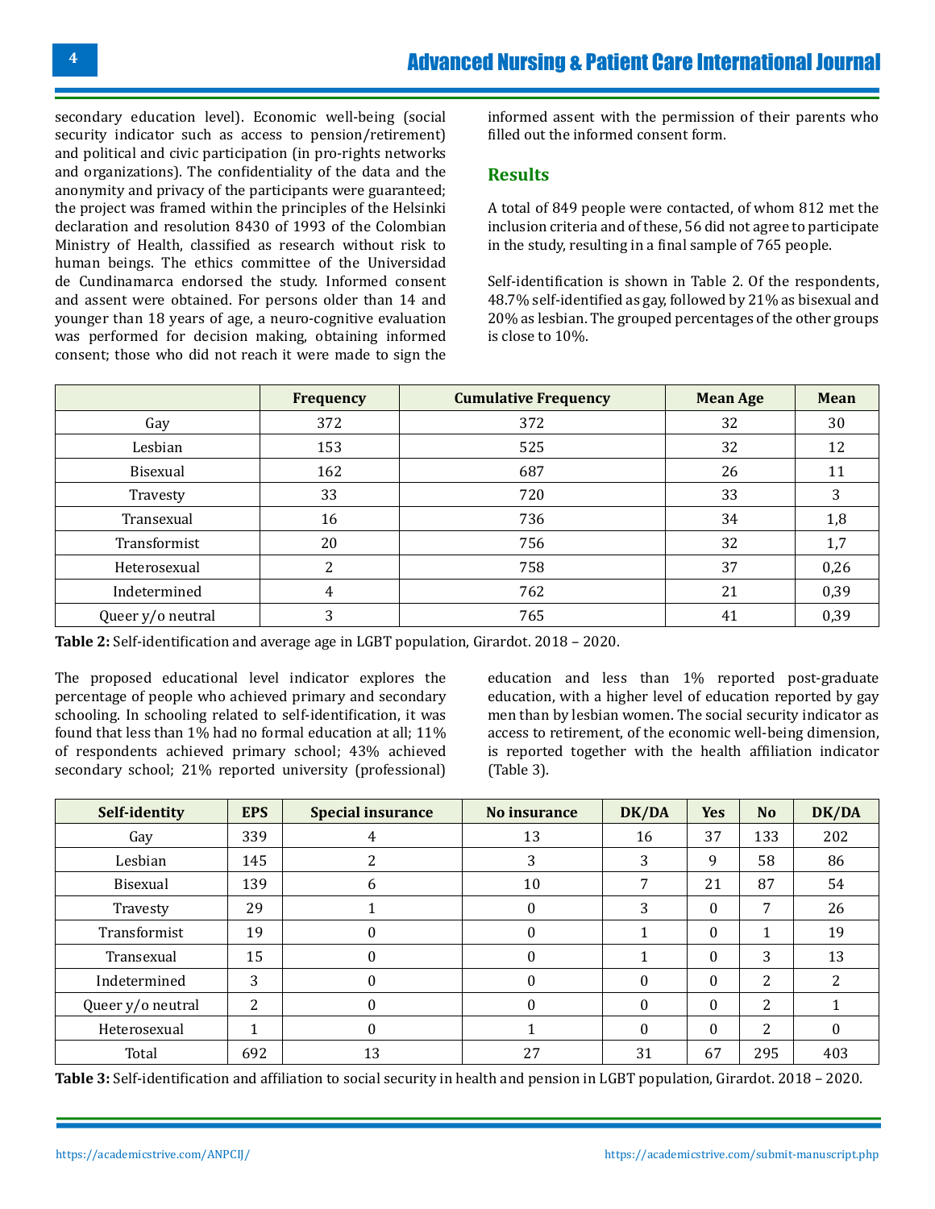secondary education level). Economic well-being (social security indicator such as access to pension/retirement) and political and civic participation (in pro-rights networks and organizations). The confidentiality of the data and the anonymity and privacy of the participants were guaranteed; the project was framed within the principles of the Helsinki declaration and resolution 8430 of 1993 of the Colombian Ministry of Health, classified as research without risk to human beings. The ethics committee of the Universidad de Cundinamarca endorsed the study. Informed consent and assent were obtained. For persons older than 14 and younger than 18 years of age, a neuro-cognitive evaluation was performed for decision making, obtaining informed consent; those who did not reach it were made to sign the informed assent with the permission of their parents who filled out the informed consent form.

## Results

A total of 849 people were contacted, of whom 812 met the inclusion criteria and of these, 56 did not agree to participate in the study, resulting in a final sample of 765 people.

Self-identification is shown in Table 2. Of the respondents, 48.7% self-identified as gay, followed by 21% as bisexual and 20% as lesbian. The grouped percentages of the other groups is close to 10%.

| | Frequency | Cumulative Frequency | Mean Age | Mean |
|---|---|---|---|---|
| Gay | 372 | 372 | 32 | 30 |
| Lesbian | 153 | 525 | 32 | 12 |
| Bisexual | 162 | 687 | 26 | 11 |
| Travesty | 33 | 720 | 33 | 3 |
| Transexual | 16 | 736 | 34 | 1,8 |
| Transformist | 20 | 756 | 32 | 1,7 |
| Heterosexual | 2 | 758 | 37 | 0,26 |
| Indetermined | 4 | 762 | 21 | 0,39 |
| Queer y/o neutral | 3 | 765 | 41 | 0,39 |

**Table 2:** Self-identification and average age in LGBT population, Girardot. 2018 – 2020.

The proposed educational level indicator explores the percentage of people who achieved primary and secondary schooling. In schooling related to self-identification, it was found that less than 1% had no formal education at all; 11% of respondents achieved primary school; 43% achieved secondary school; 21% reported university (professional) education and less than 1% reported post-graduate education, with a higher level of education reported by gay men than by lesbian women. The social security indicator as access to retirement, of the economic well-being dimension, is reported together with the health affiliation indicator (Table 3).

| Self-identity | EPS | Special insurance | No insurance | DK/DA | Yes | No | DK/DA |
|---|---|---|---|---|---|---|---|
| Gay | 339 | 4 | 13 | 16 | 37 | 133 | 202 |
| Lesbian | 145 | 2 | 3 | 3 | 9 | 58 | 86 |
| Bisexual | 139 | 6 | 10 | 7 | 21 | 87 | 54 |
| Travesty | 29 | 1 | 0 | 3 | 0 | 7 | 26 |
| Transformist | 19 | 0 | 0 | 1 | 0 | 1 | 19 |
| Transexual | 15 | 0 | 0 | 1 | 0 | 3 | 13 |
| Indetermined | 3 | 0 | 0 | 0 | 0 | 2 | 2 |
| Queer y/o neutral | 2 | 0 | 0 | 0 | 0 | 2 | 1 |
| Heterosexual | 1 | 0 | 1 | 0 | 0 | 2 | 0 |
| Total | 692 | 13 | 27 | 31 | 67 | 295 | 403 |

**Table 3:** Self-identification and affiliation to social security in health and pension in LGBT population, Girardot. 2018 – 2020.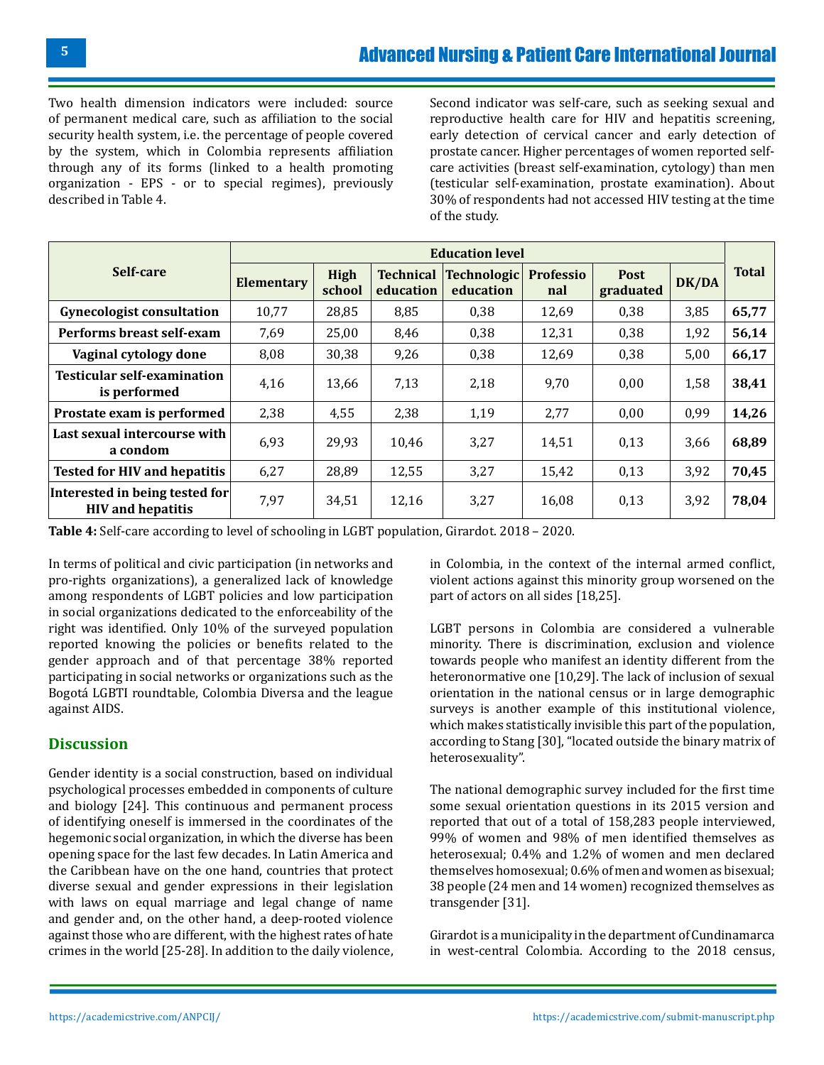Two health dimension indicators were included: source of permanent medical care, such as affiliation to the social security health system, i.e. the percentage of people covered by the system, which in Colombia represents affiliation through any of its forms (linked to a health promoting organization - EPS - or to special regimes), previously described in Table 4.

Second indicator was self-care, such as seeking sexual and reproductive health care for HIV and hepatitis screening, early detection of cervical cancer and early detection of prostate cancer. Higher percentages of women reported self-care activities (breast self-examination, cytology) than men (testicular self-examination, prostate examination). About 30% of respondents had not accessed HIV testing at the time of the study.

| Self-care | Education level | | | | | | | Total |
|---|---|---|---|---|---|---|---|---|
| | Elementary | High school | Technical education | Technologic education | Professional | Post graduated | DK/DA | |
| **Gynecologist consultation** | 10,77 | 28,85 | 8,85 | 0,38 | 12,69 | 0,38 | 3,85 | **65,77** |
| **Performs breast self-exam** | 7,69 | 25,00 | 8,46 | 0,38 | 12,31 | 0,38 | 1,92 | **56,14** |
| **Vaginal cytology done** | 8,08 | 30,38 | 9,26 | 0,38 | 12,69 | 0,38 | 5,00 | **66,17** |
| **Testicular self-examination is performed** | 4,16 | 13,66 | 7,13 | 2,18 | 9,70 | 0,00 | 1,58 | **38,41** |
| **Prostate exam is performed** | 2,38 | 4,55 | 2,38 | 1,19 | 2,77 | 0,00 | 0,99 | **14,26** |
| **Last sexual intercourse with a condom** | 6,93 | 29,93 | 10,46 | 3,27 | 14,51 | 0,13 | 3,66 | **68,89** |
| **Tested for HIV and hepatitis** | 6,27 | 28,89 | 12,55 | 3,27 | 15,42 | 0,13 | 3,92 | **70,45** |
| **Interested in being tested for HIV and hepatitis** | 7,97 | 34,51 | 12,16 | 3,27 | 16,08 | 0,13 | 3,92 | **78,04** |

**Table 4:** Self-care according to level of schooling in LGBT population, Girardot. 2018 – 2020.

In terms of political and civic participation (in networks and pro-rights organizations), a generalized lack of knowledge among respondents of LGBT policies and low participation in social organizations dedicated to the enforceability of the right was identified. Only 10% of the surveyed population reported knowing the policies or benefits related to the gender approach and of that percentage 38% reported participating in social networks or organizations such as the Bogotá LGBTI roundtable, Colombia Diversa and the league against AIDS.

## Discussion

Gender identity is a social construction, based on individual psychological processes embedded in components of culture and biology [24]. This continuous and permanent process of identifying oneself is immersed in the coordinates of the hegemonic social organization, in which the diverse has been opening space for the last few decades. In Latin America and the Caribbean have on the one hand, countries that protect diverse sexual and gender expressions in their legislation with laws on equal marriage and legal change of name and gender and, on the other hand, a deep-rooted violence against those who are different, with the highest rates of hate crimes in the world [25-28]. In addition to the daily violence, in Colombia, in the context of the internal armed conflict, violent actions against this minority group worsened on the part of actors on all sides [18,25].

LGBT persons in Colombia are considered a vulnerable minority. There is discrimination, exclusion and violence towards people who manifest an identity different from the heteronormative one [10,29]. The lack of inclusion of sexual orientation in the national census or in large demographic surveys is another example of this institutional violence, which makes statistically invisible this part of the population, according to Stang [30], "located outside the binary matrix of heterosexuality".

The national demographic survey included for the first time some sexual orientation questions in its 2015 version and reported that out of a total of 158,283 people interviewed, 99% of women and 98% of men identified themselves as heterosexual; 0.4% and 1.2% of women and men declared themselves homosexual; 0.6% of men and women as bisexual; 38 people (24 men and 14 women) recognized themselves as transgender [31].

Girardot is a municipality in the department of Cundinamarca in west-central Colombia. According to the 2018 census,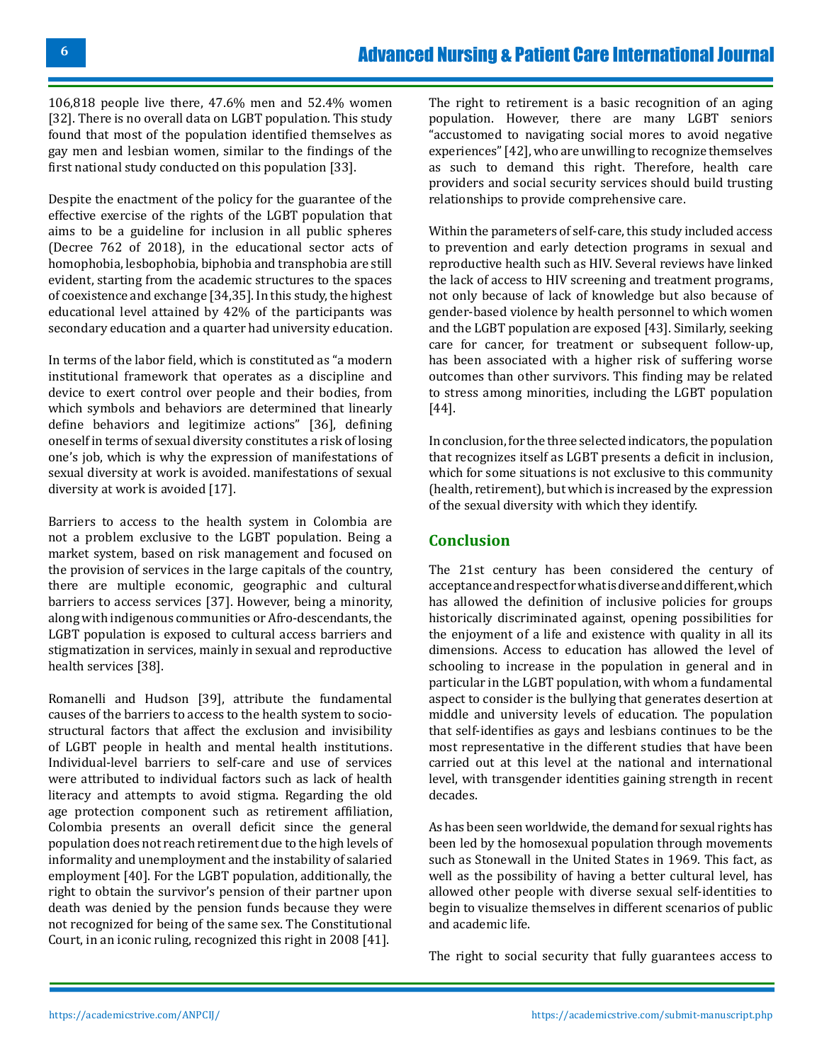106,818 people live there, 47.6% men and 52.4% women [32]. There is no overall data on LGBT population. This study found that most of the population identified themselves as gay men and lesbian women, similar to the findings of the first national study conducted on this population [33].

Despite the enactment of the policy for the guarantee of the effective exercise of the rights of the LGBT population that aims to be a guideline for inclusion in all public spheres (Decree 762 of 2018), in the educational sector acts of homophobia, lesbophobia, biphobia and transphobia are still evident, starting from the academic structures to the spaces of coexistence and exchange [34,35]. In this study, the highest educational level attained by 42% of the participants was secondary education and a quarter had university education.

In terms of the labor field, which is constituted as "a modern institutional framework that operates as a discipline and device to exert control over people and their bodies, from which symbols and behaviors are determined that linearly define behaviors and legitimize actions" [36], defining oneself in terms of sexual diversity constitutes a risk of losing one's job, which is why the expression of manifestations of sexual diversity at work is avoided. manifestations of sexual diversity at work is avoided [17].

Barriers to access to the health system in Colombia are not a problem exclusive to the LGBT population. Being a market system, based on risk management and focused on the provision of services in the large capitals of the country, there are multiple economic, geographic and cultural barriers to access services [37]. However, being a minority, along with indigenous communities or Afro-descendants, the LGBT population is exposed to cultural access barriers and stigmatization in services, mainly in sexual and reproductive health services [38].

Romanelli and Hudson [39], attribute the fundamental causes of the barriers to access to the health system to socio-structural factors that affect the exclusion and invisibility of LGBT people in health and mental health institutions. Individual-level barriers to self-care and use of services were attributed to individual factors such as lack of health literacy and attempts to avoid stigma. Regarding the old age protection component such as retirement affiliation, Colombia presents an overall deficit since the general population does not reach retirement due to the high levels of informality and unemployment and the instability of salaried employment [40]. For the LGBT population, additionally, the right to obtain the survivor's pension of their partner upon death was denied by the pension funds because they were not recognized for being of the same sex. The Constitutional Court, in an iconic ruling, recognized this right in 2008 [41].

The right to retirement is a basic recognition of an aging population. However, there are many LGBT seniors "accustomed to navigating social mores to avoid negative experiences" [42], who are unwilling to recognize themselves as such to demand this right. Therefore, health care providers and social security services should build trusting relationships to provide comprehensive care.

Within the parameters of self-care, this study included access to prevention and early detection programs in sexual and reproductive health such as HIV. Several reviews have linked the lack of access to HIV screening and treatment programs, not only because of lack of knowledge but also because of gender-based violence by health personnel to which women and the LGBT population are exposed [43]. Similarly, seeking care for cancer, for treatment or subsequent follow-up, has been associated with a higher risk of suffering worse outcomes than other survivors. This finding may be related to stress among minorities, including the LGBT population [44].

In conclusion, for the three selected indicators, the population that recognizes itself as LGBT presents a deficit in inclusion, which for some situations is not exclusive to this community (health, retirement), but which is increased by the expression of the sexual diversity with which they identify.

## Conclusion

The 21st century has been considered the century of acceptance and respect for what is diverse and different, which has allowed the definition of inclusive policies for groups historically discriminated against, opening possibilities for the enjoyment of a life and existence with quality in all its dimensions. Access to education has allowed the level of schooling to increase in the population in general and in particular in the LGBT population, with whom a fundamental aspect to consider is the bullying that generates desertion at middle and university levels of education. The population that self-identifies as gays and lesbians continues to be the most representative in the different studies that have been carried out at this level at the national and international level, with transgender identities gaining strength in recent decades.

As has been seen worldwide, the demand for sexual rights has been led by the homosexual population through movements such as Stonewall in the United States in 1969. This fact, as well as the possibility of having a better cultural level, has allowed other people with diverse sexual self-identities to begin to visualize themselves in different scenarios of public and academic life.

The right to social security that fully guarantees access to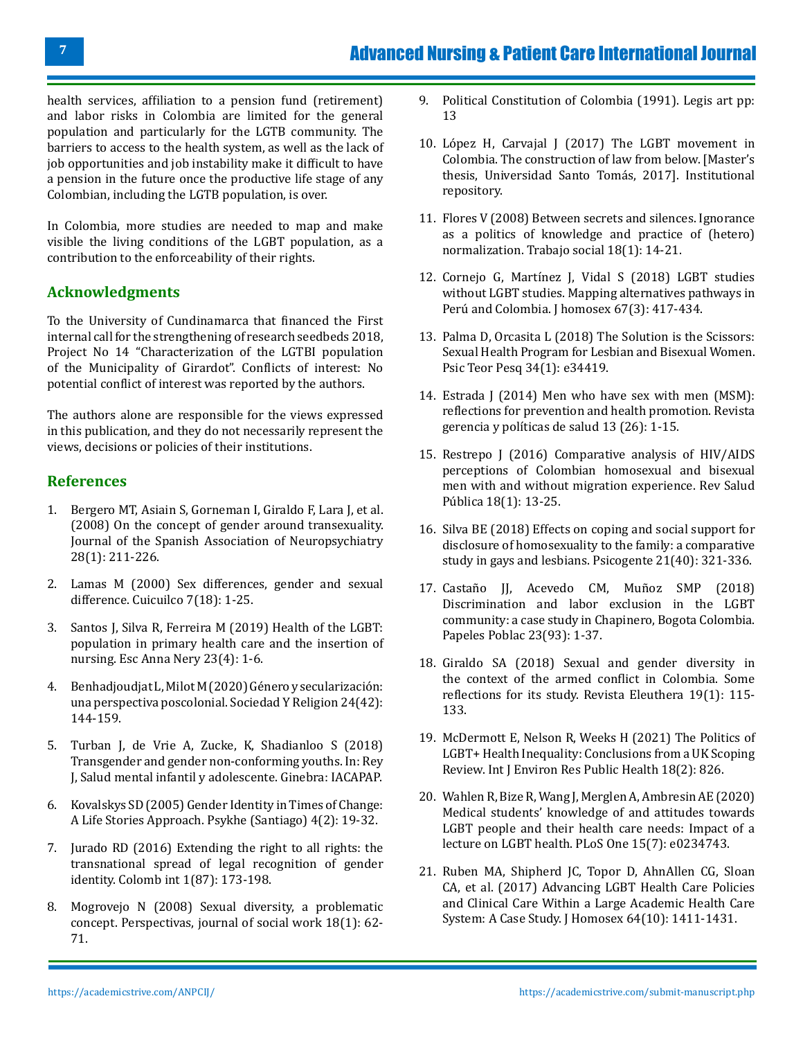health services, affiliation to a pension fund (retirement) and labor risks in Colombia are limited for the general population and particularly for the LGTB community. The barriers to access to the health system, as well as the lack of job opportunities and job instability make it difficult to have a pension in the future once the productive life stage of any Colombian, including the LGTB population, is over.

In Colombia, more studies are needed to map and make visible the living conditions of the LGBT population, as a contribution to the enforceability of their rights.

## Acknowledgments

To the University of Cundinamarca that financed the First internal call for the strengthening of research seedbeds 2018, Project No 14 "Characterization of the LGTBI population of the Municipality of Girardot". Conflicts of interest: No potential conflict of interest was reported by the authors.

The authors alone are responsible for the views expressed in this publication, and they do not necessarily represent the views, decisions or policies of their institutions.

## References

1. Bergero MT, Asiain S, Gorneman I, Giraldo F, Lara J, et al. (2008) On the concept of gender around transexuality. Journal of the Spanish Association of Neuropsychiatry 28(1): 211-226.
2. Lamas M (2000) Sex differences, gender and sexual difference. Cuicuilco 7(18): 1-25.
3. Santos J, Silva R, Ferreira M (2019) Health of the LGBT: population in primary health care and the insertion of nursing. Esc Anna Nery 23(4): 1-6.
4. Benhadjoudjat L, Milot M (2020) Género y secularización: una perspectiva poscolonial. Sociedad Y Religion 24(42): 144-159.
5. Turban J, de Vrie A, Zucke, K, Shadianloo S (2018) Transgender and gender non-conforming youths. In: Rey J, Salud mental infantil y adolescente. Ginebra: IACAPAP.
6. Kovalskys SD (2005) Gender Identity in Times of Change: A Life Stories Approach. Psykhe (Santiago) 4(2): 19-32.
7. Jurado RD (2016) Extending the right to all rights: the transnational spread of legal recognition of gender identity. Colomb int 1(87): 173-198.
8. Mogrovejo N (2008) Sexual diversity, a problematic concept. Perspectivas, journal of social work 18(1): 62-71.
9. Political Constitution of Colombia (1991). Legis art pp: 13
10. López H, Carvajal J (2017) The LGBT movement in Colombia. The construction of law from below. [Master's thesis, Universidad Santo Tomás, 2017]. Institutional repository.
11. Flores V (2008) Between secrets and silences. Ignorance as a politics of knowledge and practice of (hetero) normalization. Trabajo social 18(1): 14-21.
12. Cornejo G, Martínez J, Vidal S (2018) LGBT studies without LGBT studies. Mapping alternatives pathways in Perú and Colombia. J homosex 67(3): 417-434.
13. Palma D, Orcasita L (2018) The Solution is the Scissors: Sexual Health Program for Lesbian and Bisexual Women. Psic Teor Pesq 34(1): e34419.
14. Estrada J (2014) Men who have sex with men (MSM): reflections for prevention and health promotion. Revista gerencia y políticas de salud 13 (26): 1-15.
15. Restrepo J (2016) Comparative analysis of HIV/AIDS perceptions of Colombian homosexual and bisexual men with and without migration experience. Rev Salud Pública 18(1): 13-25.
16. Silva BE (2018) Effects on coping and social support for disclosure of homosexuality to the family: a comparative study in gays and lesbians. Psicogente 21(40): 321-336.
17. Castaño JJ, Acevedo CM, Muñoz SMP (2018) Discrimination and labor exclusion in the LGBT community: a case study in Chapinero, Bogota Colombia. Papeles Poblac 23(93): 1-37.
18. Giraldo SA (2018) Sexual and gender diversity in the context of the armed conflict in Colombia. Some reflections for its study. Revista Eleuthera 19(1): 115-133.
19. McDermott E, Nelson R, Weeks H (2021) The Politics of LGBT+ Health Inequality: Conclusions from a UK Scoping Review. Int J Environ Res Public Health 18(2): 826.
20. Wahlen R, Bize R, Wang J, Merglen A, Ambresin AE (2020) Medical students' knowledge of and attitudes towards LGBT people and their health care needs: Impact of a lecture on LGBT health. PLoS One 15(7): e0234743.
21. Ruben MA, Shipherd JC, Topor D, AhnAllen CG, Sloan CA, et al. (2017) Advancing LGBT Health Care Policies and Clinical Care Within a Large Academic Health Care System: A Case Study. J Homosex 64(10): 1411-1431.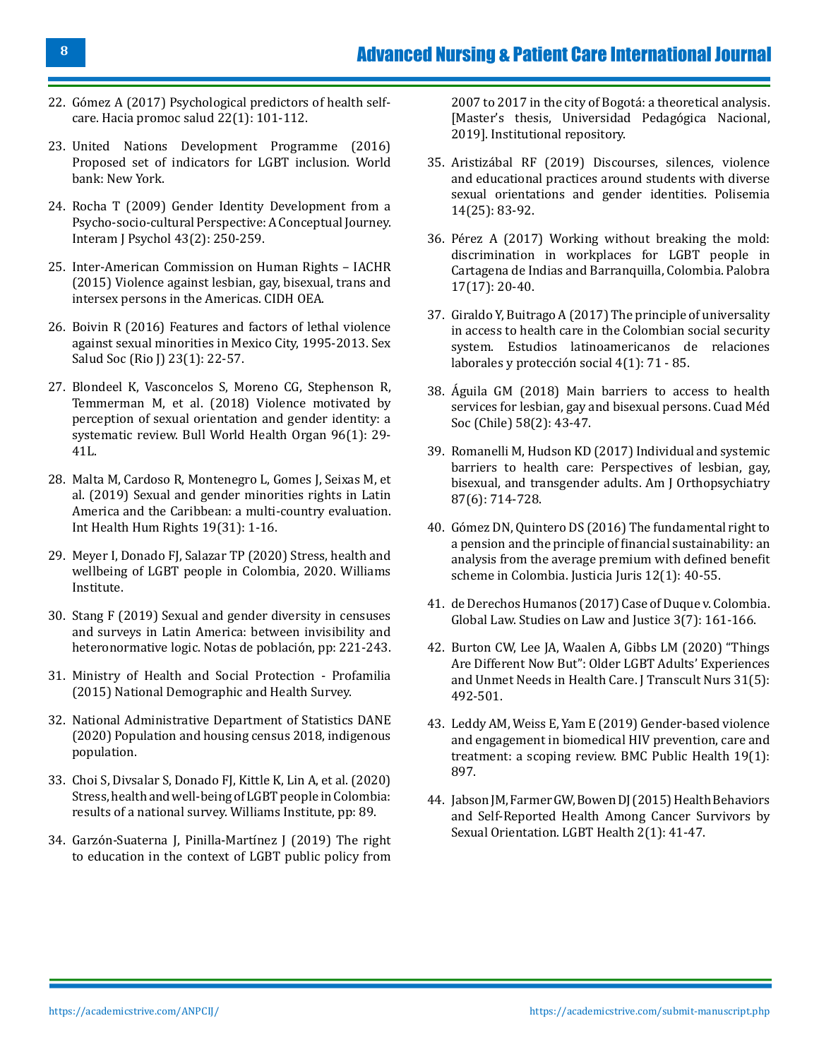22. Gómez A (2017) Psychological predictors of health self-care. Hacia promoc salud 22(1): 101-112.

23. United Nations Development Programme (2016) Proposed set of indicators for LGBT inclusion. World bank: New York.

24. Rocha T (2009) Gender Identity Development from a Psycho-socio-cultural Perspective: A Conceptual Journey. Interam J Psychol 43(2): 250-259.

25. Inter-American Commission on Human Rights – IACHR (2015) Violence against lesbian, gay, bisexual, trans and intersex persons in the Americas. CIDH OEA.

26. Boivin R (2016) Features and factors of lethal violence against sexual minorities in Mexico City, 1995-2013. Sex Salud Soc (Rio J) 23(1): 22-57.

27. Blondeel K, Vasconcelos S, Moreno CG, Stephenson R, Temmerman M, et al. (2018) Violence motivated by perception of sexual orientation and gender identity: a systematic review. Bull World Health Organ 96(1): 29-41L.

28. Malta M, Cardoso R, Montenegro L, Gomes J, Seixas M, et al. (2019) Sexual and gender minorities rights in Latin America and the Caribbean: a multi-country evaluation. Int Health Hum Rights 19(31): 1-16.

29. Meyer I, Donado FJ, Salazar TP (2020) Stress, health and wellbeing of LGBT people in Colombia, 2020. Williams Institute.

30. Stang F (2019) Sexual and gender diversity in censuses and surveys in Latin America: between invisibility and heteronormative logic. Notas de población, pp: 221-243.

31. Ministry of Health and Social Protection - Profamilia (2015) National Demographic and Health Survey.

32. National Administrative Department of Statistics DANE (2020) Population and housing census 2018, indigenous population.

33. Choi S, Divsalar S, Donado FJ, Kittle K, Lin A, et al. (2020) Stress, health and well-being of LGBT people in Colombia: results of a national survey. Williams Institute, pp: 89.

34. Garzón-Suaterna J, Pinilla-Martínez J (2019) The right to education in the context of LGBT public policy from 2007 to 2017 in the city of Bogotá: a theoretical analysis. [Master's thesis, Universidad Pedagógica Nacional, 2019]. Institutional repository.

35. Aristizábal RF (2019) Discourses, silences, violence and educational practices around students with diverse sexual orientations and gender identities. Polisemia 14(25): 83-92.

36. Pérez A (2017) Working without breaking the mold: discrimination in workplaces for LGBT people in Cartagena de Indias and Barranquilla, Colombia. Palobra 17(17): 20-40.

37. Giraldo Y, Buitrago A (2017) The principle of universality in access to health care in the Colombian social security system. Estudios latinoamericanos de relaciones laborales y protección social 4(1): 71 - 85.

38. Águila GM (2018) Main barriers to access to health services for lesbian, gay and bisexual persons. Cuad Méd Soc (Chile) 58(2): 43-47.

39. Romanelli M, Hudson KD (2017) Individual and systemic barriers to health care: Perspectives of lesbian, gay, bisexual, and transgender adults. Am J Orthopsychiatry 87(6): 714-728.

40. Gómez DN, Quintero DS (2016) The fundamental right to a pension and the principle of financial sustainability: an analysis from the average premium with defined benefit scheme in Colombia. Justicia Juris 12(1): 40-55.

41. de Derechos Humanos (2017) Case of Duque v. Colombia. Global Law. Studies on Law and Justice 3(7): 161-166.

42. Burton CW, Lee JA, Waalen A, Gibbs LM (2020) "Things Are Different Now But": Older LGBT Adults' Experiences and Unmet Needs in Health Care. J Transcult Nurs 31(5): 492-501.

43. Leddy AM, Weiss E, Yam E (2019) Gender-based violence and engagement in biomedical HIV prevention, care and treatment: a scoping review. BMC Public Health 19(1): 897.

44. Jabson JM, Farmer GW, Bowen DJ (2015) Health Behaviors and Self-Reported Health Among Cancer Survivors by Sexual Orientation. LGBT Health 2(1): 41-47.